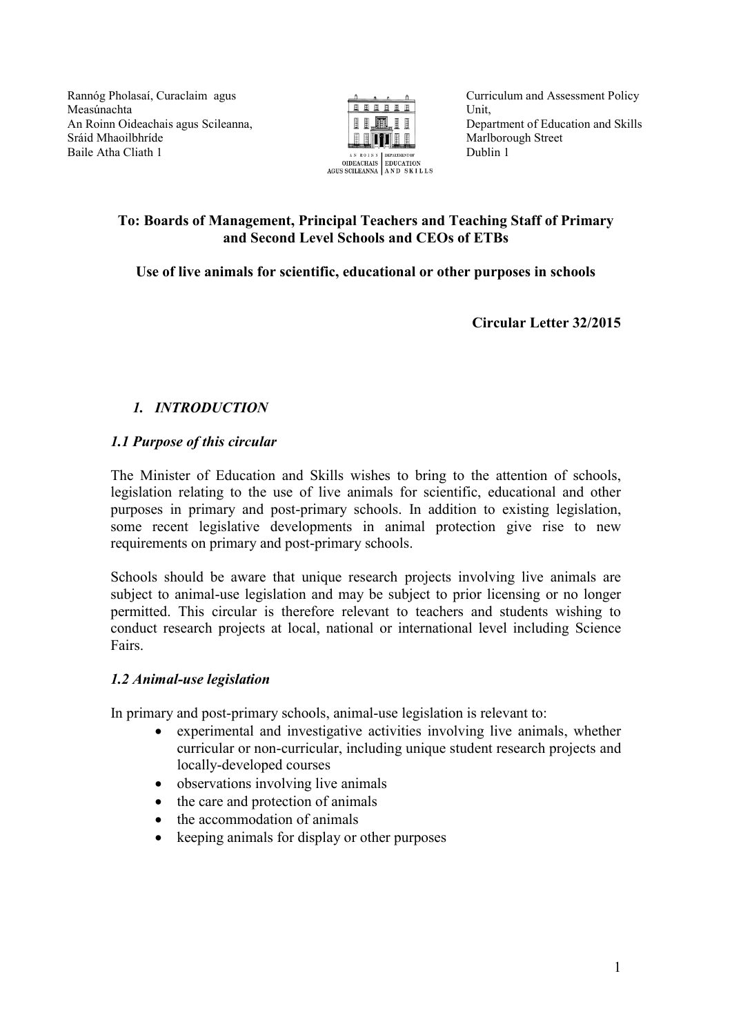Rannóg Pholasaí, Curaclaim agus Measúnachta
An Roinn Oideachais agus Scileanna,
Sráid Mhaoilbhríde
Baile Atha Cliath 1

Curriculum and Assessment Policy Unit,
Department of Education and Skills
Marlborough Street
Dublin 1

**To: Boards of Management, Principal Teachers and Teaching Staff of Primary and Second Level Schools and CEOs of ETBs**

**Use of live animals for scientific, educational or other purposes in schools**

**Circular Letter 32/2015**

## *1. INTRODUCTION*

### *1.1 Purpose of this circular*

The Minister of Education and Skills wishes to bring to the attention of schools, legislation relating to the use of live animals for scientific, educational and other purposes in primary and post-primary schools. In addition to existing legislation, some recent legislative developments in animal protection give rise to new requirements on primary and post-primary schools.

Schools should be aware that unique research projects involving live animals are subject to animal-use legislation and may be subject to prior licensing or no longer permitted. This circular is therefore relevant to teachers and students wishing to conduct research projects at local, national or international level including Science Fairs.

### *1.2 Animal-use legislation*

In primary and post-primary schools, animal-use legislation is relevant to:

- experimental and investigative activities involving live animals, whether curricular or non-curricular, including unique student research projects and locally-developed courses
- observations involving live animals
- the care and protection of animals
- the accommodation of animals
- keeping animals for display or other purposes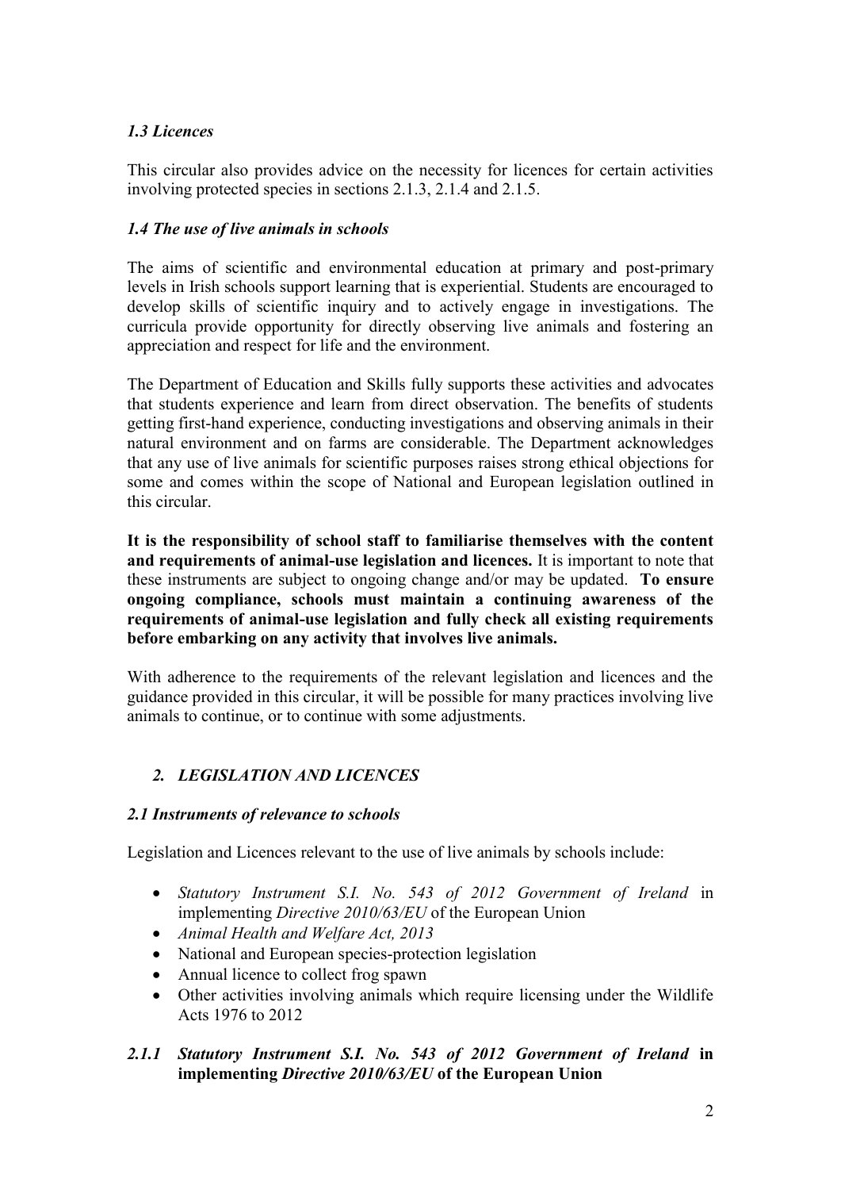### *1.3 Licences*

This circular also provides advice on the necessity for licences for certain activities involving protected species in sections 2.1.3, 2.1.4 and 2.1.5.

### *1.4 The use of live animals in schools*

The aims of scientific and environmental education at primary and post-primary levels in Irish schools support learning that is experiential. Students are encouraged to develop skills of scientific inquiry and to actively engage in investigations. The curricula provide opportunity for directly observing live animals and fostering an appreciation and respect for life and the environment.

The Department of Education and Skills fully supports these activities and advocates that students experience and learn from direct observation. The benefits of students getting first-hand experience, conducting investigations and observing animals in their natural environment and on farms are considerable. The Department acknowledges that any use of live animals for scientific purposes raises strong ethical objections for some and comes within the scope of National and European legislation outlined in this circular.

**It is the responsibility of school staff to familiarise themselves with the content and requirements of animal-use legislation and licences.** It is important to note that these instruments are subject to ongoing change and/or may be updated. **To ensure ongoing compliance, schools must maintain a continuing awareness of the requirements of animal-use legislation and fully check all existing requirements before embarking on any activity that involves live animals.**

With adherence to the requirements of the relevant legislation and licences and the guidance provided in this circular, it will be possible for many practices involving live animals to continue, or to continue with some adjustments.

## *2. LEGISLATION AND LICENCES*

### *2.1 Instruments of relevance to schools*

Legislation and Licences relevant to the use of live animals by schools include:

- *Statutory Instrument S.I. No. 543 of 2012 Government of Ireland* in implementing *Directive 2010/63/EU* of the European Union
- *Animal Health and Welfare Act, 2013*
- National and European species-protection legislation
- Annual licence to collect frog spawn
- Other activities involving animals which require licensing under the Wildlife Acts 1976 to 2012

#### *2.1.1 Statutory Instrument S.I. No. 543 of 2012 Government of Ireland* **in implementing** *Directive 2010/63/EU* **of the European Union**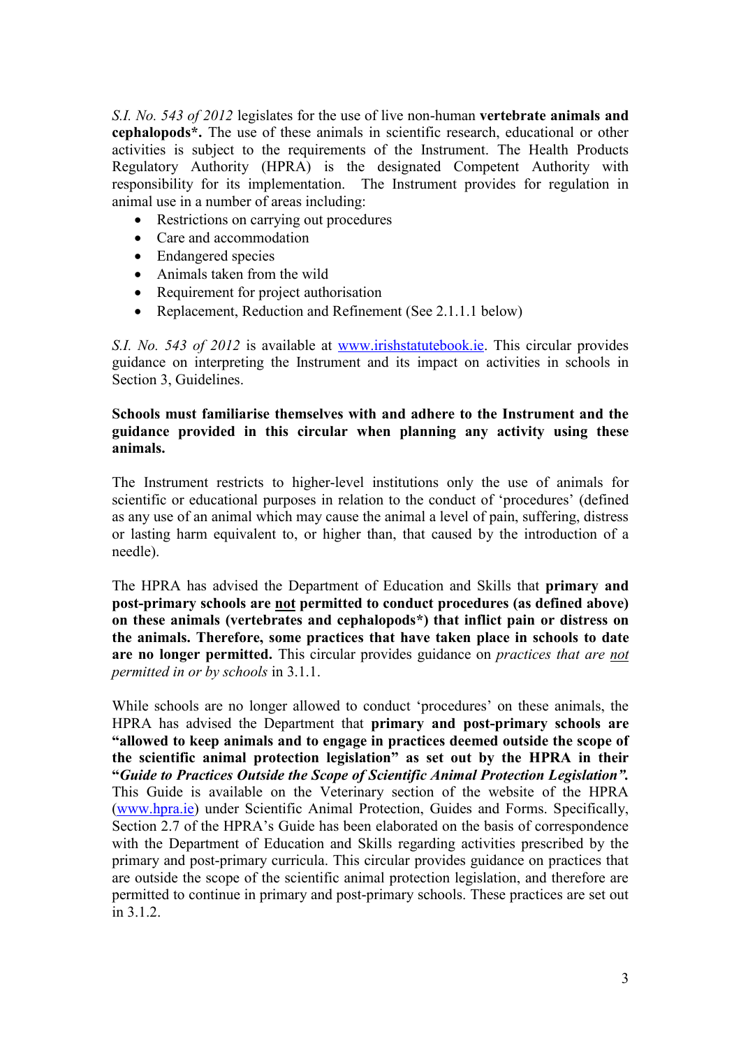*S.I. No. 543 of 2012* legislates for the use of live non-human **vertebrate animals and cephalopods*.** The use of these animals in scientific research, educational or other activities is subject to the requirements of the Instrument. The Health Products Regulatory Authority (HPRA) is the designated Competent Authority with responsibility for its implementation. The Instrument provides for regulation in animal use in a number of areas including:

- Restrictions on carrying out procedures
- Care and accommodation
- Endangered species
- Animals taken from the wild
- Requirement for project authorisation
- Replacement, Reduction and Refinement (See 2.1.1.1 below)

*S.I. No. 543 of 2012* is available at [www.irishstatutebook.ie](www.irishstatutebook.ie). This circular provides guidance on interpreting the Instrument and its impact on activities in schools in Section 3, Guidelines.

**Schools must familiarise themselves with and adhere to the Instrument and the guidance provided in this circular when planning any activity using these animals.**

The Instrument restricts to higher-level institutions only the use of animals for scientific or educational purposes in relation to the conduct of 'procedures' (defined as any use of an animal which may cause the animal a level of pain, suffering, distress or lasting harm equivalent to, or higher than, that caused by the introduction of a needle).

The HPRA has advised the Department of Education and Skills that **primary and post-primary schools are <u>not</u> permitted to conduct procedures (as defined above) on these animals (vertebrates and cephalopods*) that inflict pain or distress on the animals. Therefore, some practices that have taken place in schools to date are no longer permitted.** This circular provides guidance on *practices that are <u>not</u> permitted in or by schools* in 3.1.1.

While schools are no longer allowed to conduct 'procedures' on these animals, the HPRA has advised the Department that **primary and post-primary schools are "allowed to keep animals and to engage in practices deemed outside the scope of the scientific animal protection legislation"** as set out by the HPRA in their **"*Guide to Practices Outside the Scope of Scientific Animal Protection Legislation*".** This Guide is available on the Veterinary section of the website of the HPRA ([www.hpra.ie](www.hpra.ie)) under Scientific Animal Protection, Guides and Forms. Specifically, Section 2.7 of the HPRA's Guide has been elaborated on the basis of correspondence with the Department of Education and Skills regarding activities prescribed by the primary and post-primary curricula. This circular provides guidance on practices that are outside the scope of the scientific animal protection legislation, and therefore are permitted to continue in primary and post-primary schools. These practices are set out in 3.1.2.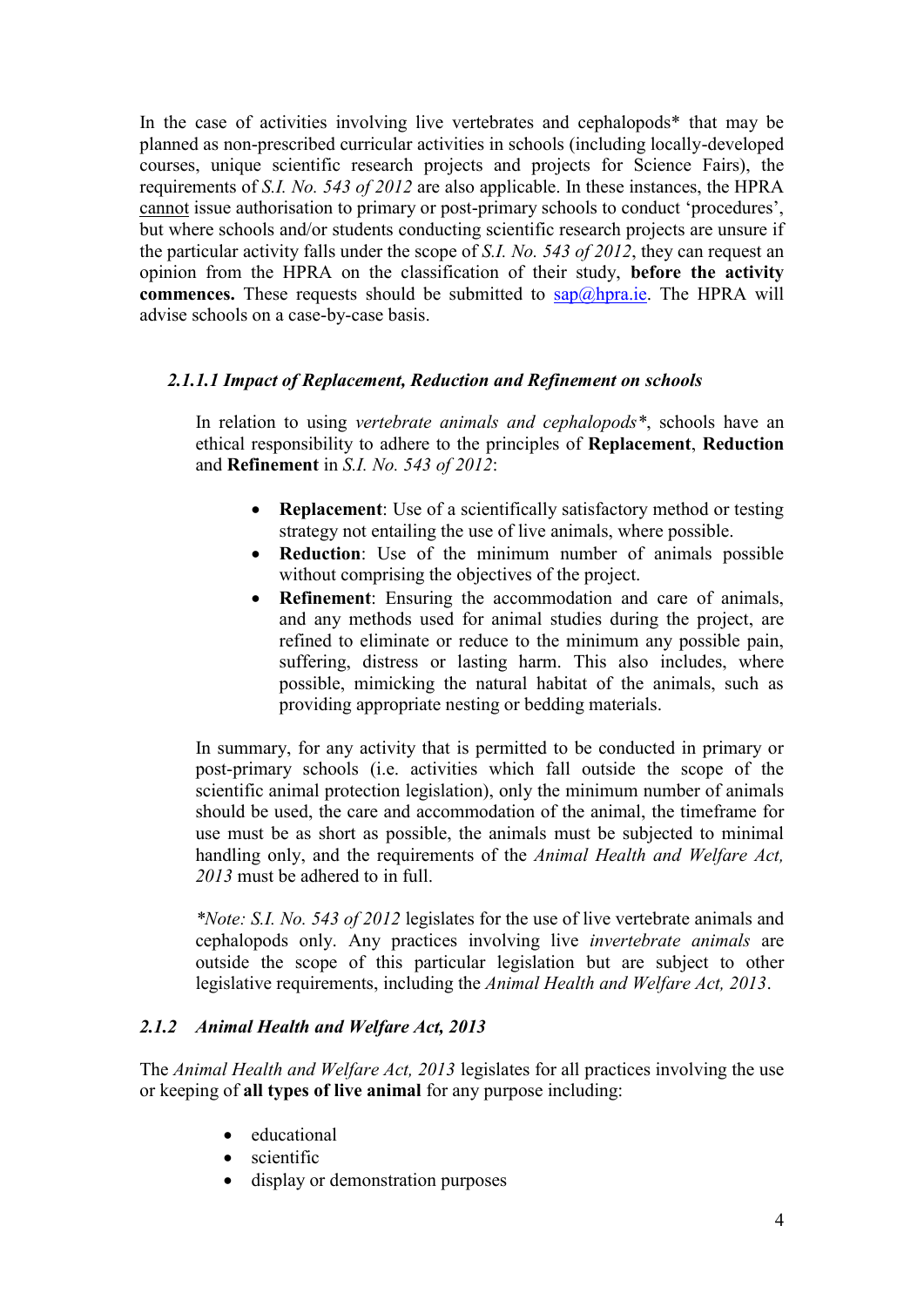In the case of activities involving live vertebrates and cephalopods* that may be planned as non-prescribed curricular activities in schools (including locally-developed courses, unique scientific research projects and projects for Science Fairs), the requirements of *S.I. No. 543 of 2012* are also applicable. In these instances, the HPRA <u>cannot</u> issue authorisation to primary or post-primary schools to conduct 'procedures', but where schools and/or students conducting scientific research projects are unsure if the particular activity falls under the scope of *S.I. No. 543 of 2012*, they can request an opinion from the HPRA on the classification of their study, **before the activity commences.** These requests should be submitted to sap@hpra.ie. The HPRA will advise schools on a case-by-case basis.

#### *2.1.1.1 Impact of Replacement, Reduction and Refinement on schools*

In relation to using *vertebrate animals and cephalopods**, schools have an ethical responsibility to adhere to the principles of **Replacement**, **Reduction** and **Refinement** in *S.I. No. 543 of 2012*:

- **Replacement**: Use of a scientifically satisfactory method or testing strategy not entailing the use of live animals, where possible.
- **Reduction**: Use of the minimum number of animals possible without comprising the objectives of the project.
- **Refinement**: Ensuring the accommodation and care of animals, and any methods used for animal studies during the project, are refined to eliminate or reduce to the minimum any possible pain, suffering, distress or lasting harm. This also includes, where possible, mimicking the natural habitat of the animals, such as providing appropriate nesting or bedding materials.

In summary, for any activity that is permitted to be conducted in primary or post-primary schools (i.e. activities which fall outside the scope of the scientific animal protection legislation), only the minimum number of animals should be used, the care and accommodation of the animal, the timeframe for use must be as short as possible, the animals must be subjected to minimal handling only, and the requirements of the *Animal Health and Welfare Act, 2013* must be adhered to in full.

*\*Note: S.I. No. 543 of 2012* legislates for the use of live vertebrate animals and cephalopods only. Any practices involving live *invertebrate animals* are outside the scope of this particular legislation but are subject to other legislative requirements, including the *Animal Health and Welfare Act, 2013*.

### *2.1.2 Animal Health and Welfare Act, 2013*

The *Animal Health and Welfare Act, 2013* legislates for all practices involving the use or keeping of **all types of live animal** for any purpose including:

- educational
- scientific
- display or demonstration purposes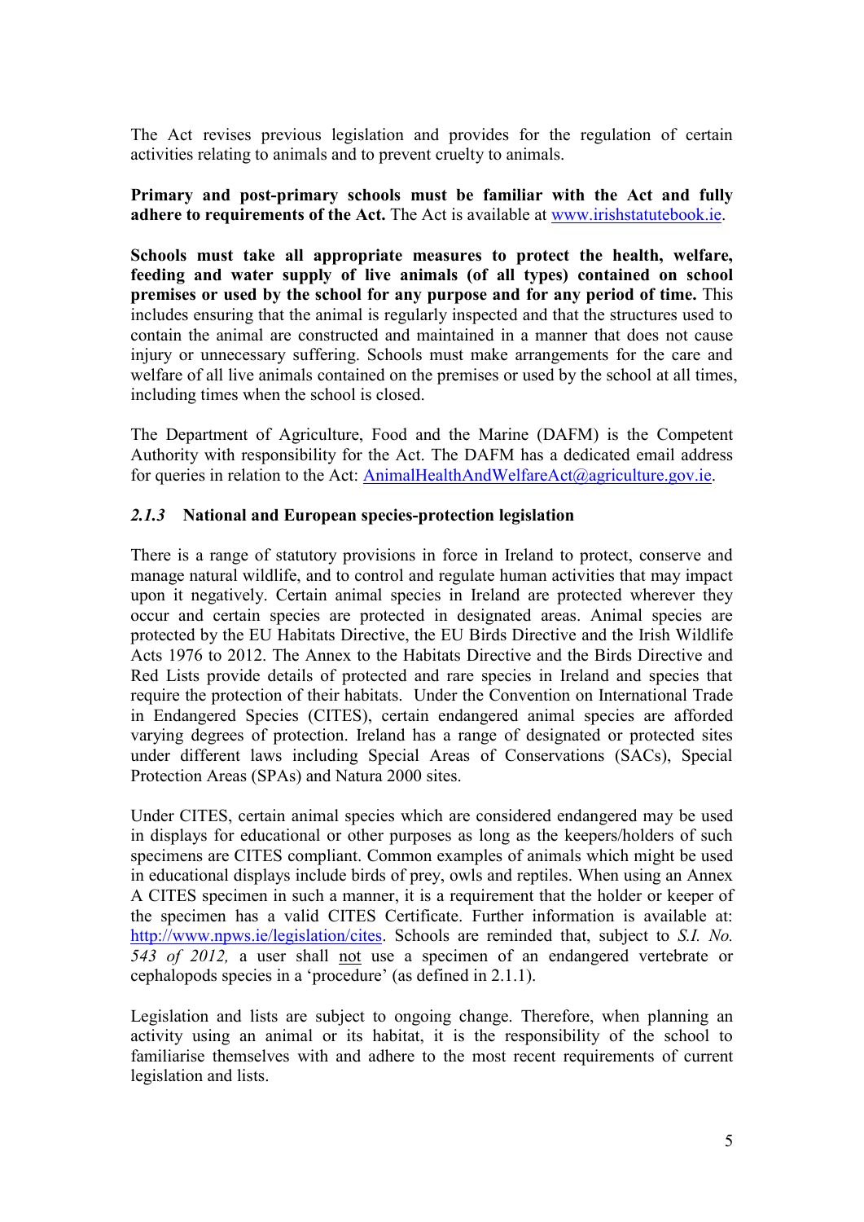The Act revises previous legislation and provides for the regulation of certain activities relating to animals and to prevent cruelty to animals.

**Primary and post-primary schools must be familiar with the Act and fully adhere to requirements of the Act.** The Act is available at www.irishstatutebook.ie.

**Schools must take all appropriate measures to protect the health, welfare, feeding and water supply of live animals (of all types) contained on school premises or used by the school for any purpose and for any period of time.** This includes ensuring that the animal is regularly inspected and that the structures used to contain the animal are constructed and maintained in a manner that does not cause injury or unnecessary suffering. Schools must make arrangements for the care and welfare of all live animals contained on the premises or used by the school at all times, including times when the school is closed.

The Department of Agriculture, Food and the Marine (DAFM) is the Competent Authority with responsibility for the Act. The DAFM has a dedicated email address for queries in relation to the Act: AnimalHealthAndWelfareAct@agriculture.gov.ie.

### *2.1.3* National and European species-protection legislation

There is a range of statutory provisions in force in Ireland to protect, conserve and manage natural wildlife, and to control and regulate human activities that may impact upon it negatively. Certain animal species in Ireland are protected wherever they occur and certain species are protected in designated areas. Animal species are protected by the EU Habitats Directive, the EU Birds Directive and the Irish Wildlife Acts 1976 to 2012. The Annex to the Habitats Directive and the Birds Directive and Red Lists provide details of protected and rare species in Ireland and species that require the protection of their habitats. Under the Convention on International Trade in Endangered Species (CITES), certain endangered animal species are afforded varying degrees of protection. Ireland has a range of designated or protected sites under different laws including Special Areas of Conservations (SACs), Special Protection Areas (SPAs) and Natura 2000 sites.

Under CITES, certain animal species which are considered endangered may be used in displays for educational or other purposes as long as the keepers/holders of such specimens are CITES compliant. Common examples of animals which might be used in educational displays include birds of prey, owls and reptiles. When using an Annex A CITES specimen in such a manner, it is a requirement that the holder or keeper of the specimen has a valid CITES Certificate. Further information is available at: http://www.npws.ie/legislation/cites. Schools are reminded that, subject to *S.I. No. 543 of 2012,* a user shall not use a specimen of an endangered vertebrate or cephalopods species in a 'procedure' (as defined in 2.1.1).

Legislation and lists are subject to ongoing change. Therefore, when planning an activity using an animal or its habitat, it is the responsibility of the school to familiarise themselves with and adhere to the most recent requirements of current legislation and lists.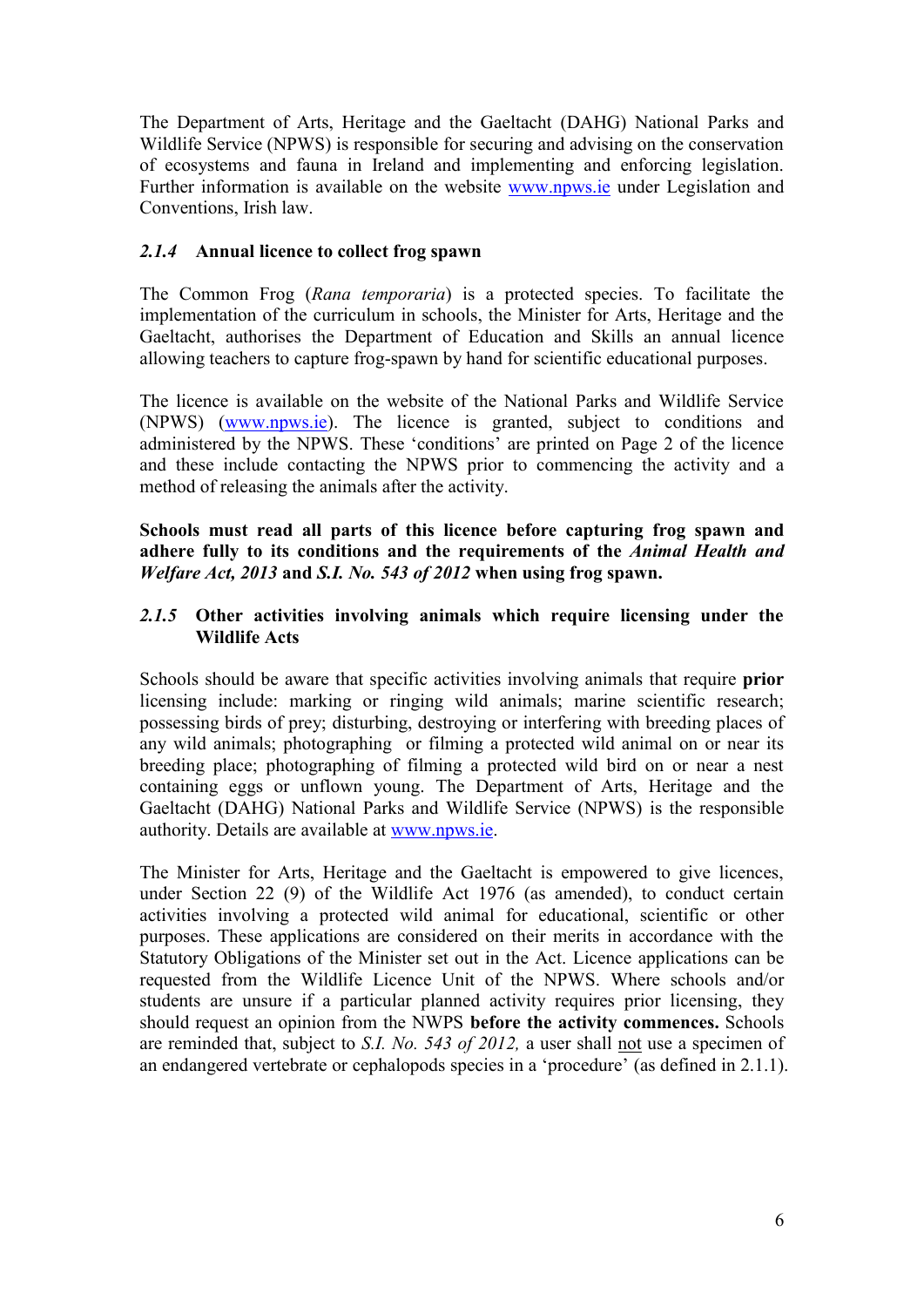The Department of Arts, Heritage and the Gaeltacht (DAHG) National Parks and Wildlife Service (NPWS) is responsible for securing and advising on the conservation of ecosystems and fauna in Ireland and implementing and enforcing legislation. Further information is available on the website [www.npws.ie](http://www.npws.ie) under Legislation and Conventions, Irish law.

### *2.1.4* Annual licence to collect frog spawn

The Common Frog (*Rana temporaria*) is a protected species. To facilitate the implementation of the curriculum in schools, the Minister for Arts, Heritage and the Gaeltacht, authorises the Department of Education and Skills an annual licence allowing teachers to capture frog-spawn by hand for scientific educational purposes.

The licence is available on the website of the National Parks and Wildlife Service (NPWS) ([www.npws.ie](http://www.npws.ie)). The licence is granted, subject to conditions and administered by the NPWS. These 'conditions' are printed on Page 2 of the licence and these include contacting the NPWS prior to commencing the activity and a method of releasing the animals after the activity.

**Schools must read all parts of this licence before capturing frog spawn and adhere fully to its conditions and the requirements of the *Animal Health and Welfare Act, 2013* and *S.I. No. 543 of 2012* when using frog spawn.**

### *2.1.5* Other activities involving animals which require licensing under the Wildlife Acts

Schools should be aware that specific activities involving animals that require **prior** licensing include: marking or ringing wild animals; marine scientific research; possessing birds of prey; disturbing, destroying or interfering with breeding places of any wild animals; photographing or filming a protected wild animal on or near its breeding place; photographing of filming a protected wild bird on or near a nest containing eggs or unflown young. The Department of Arts, Heritage and the Gaeltacht (DAHG) National Parks and Wildlife Service (NPWS) is the responsible authority. Details are available at [www.npws.ie](http://www.npws.ie).

The Minister for Arts, Heritage and the Gaeltacht is empowered to give licences, under Section 22 (9) of the Wildlife Act 1976 (as amended), to conduct certain activities involving a protected wild animal for educational, scientific or other purposes. These applications are considered on their merits in accordance with the Statutory Obligations of the Minister set out in the Act. Licence applications can be requested from the Wildlife Licence Unit of the NPWS. Where schools and/or students are unsure if a particular planned activity requires prior licensing, they should request an opinion from the NWPS **before the activity commences.** Schools are reminded that, subject to *S.I. No. 543 of 2012,* a user shall not use a specimen of an endangered vertebrate or cephalopods species in a 'procedure' (as defined in 2.1.1).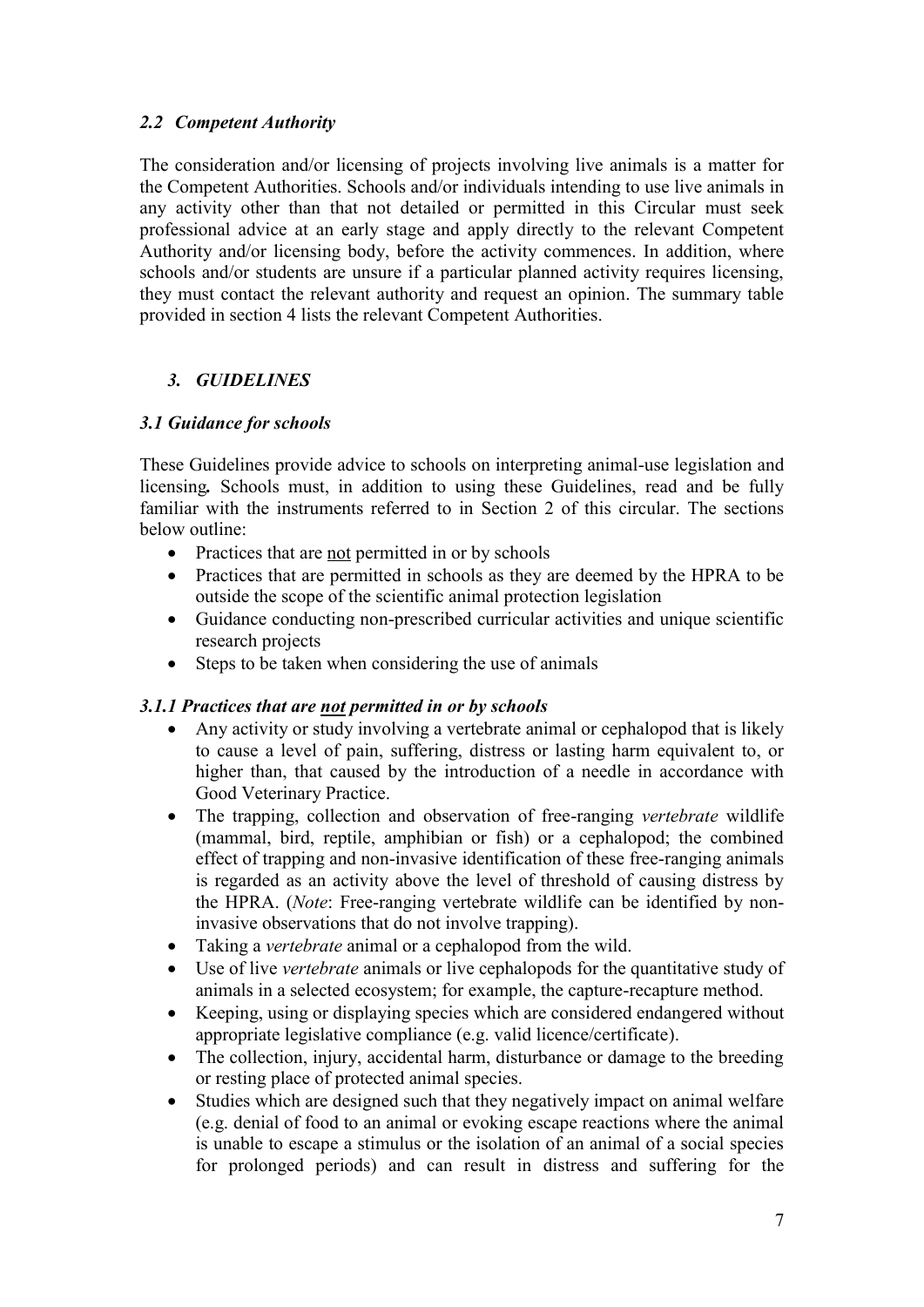### *2.2 Competent Authority*

The consideration and/or licensing of projects involving live animals is a matter for the Competent Authorities. Schools and/or individuals intending to use live animals in any activity other than that not detailed or permitted in this Circular must seek professional advice at an early stage and apply directly to the relevant Competent Authority and/or licensing body, before the activity commences. In addition, where schools and/or students are unsure if a particular planned activity requires licensing, they must contact the relevant authority and request an opinion. The summary table provided in section 4 lists the relevant Competent Authorities.

## *3. GUIDELINES*

### *3.1 Guidance for schools*

These Guidelines provide advice to schools on interpreting animal-use legislation and licensing***.*** Schools must, in addition to using these Guidelines, read and be fully familiar with the instruments referred to in Section 2 of this circular. The sections below outline:

- Practices that are <u>not</u> permitted in or by schools
- Practices that are permitted in schools as they are deemed by the HPRA to be outside the scope of the scientific animal protection legislation
- Guidance conducting non-prescribed curricular activities and unique scientific research projects
- Steps to be taken when considering the use of animals

#### *3.1.1 Practices that are <u>not</u> permitted in or by schools*

- Any activity or study involving a vertebrate animal or cephalopod that is likely to cause a level of pain, suffering, distress or lasting harm equivalent to, or higher than, that caused by the introduction of a needle in accordance with Good Veterinary Practice.
- The trapping, collection and observation of free-ranging *vertebrate* wildlife (mammal, bird, reptile, amphibian or fish) or a cephalopod; the combined effect of trapping and non-invasive identification of these free-ranging animals is regarded as an activity above the level of threshold of causing distress by the HPRA. (*Note*: Free-ranging vertebrate wildlife can be identified by non-invasive observations that do not involve trapping).
- Taking a *vertebrate* animal or a cephalopod from the wild.
- Use of live *vertebrate* animals or live cephalopods for the quantitative study of animals in a selected ecosystem; for example, the capture-recapture method.
- Keeping, using or displaying species which are considered endangered without appropriate legislative compliance (e.g. valid licence/certificate).
- The collection, injury, accidental harm, disturbance or damage to the breeding or resting place of protected animal species.
- Studies which are designed such that they negatively impact on animal welfare (e.g. denial of food to an animal or evoking escape reactions where the animal is unable to escape a stimulus or the isolation of an animal of a social species for prolonged periods) and can result in distress and suffering for the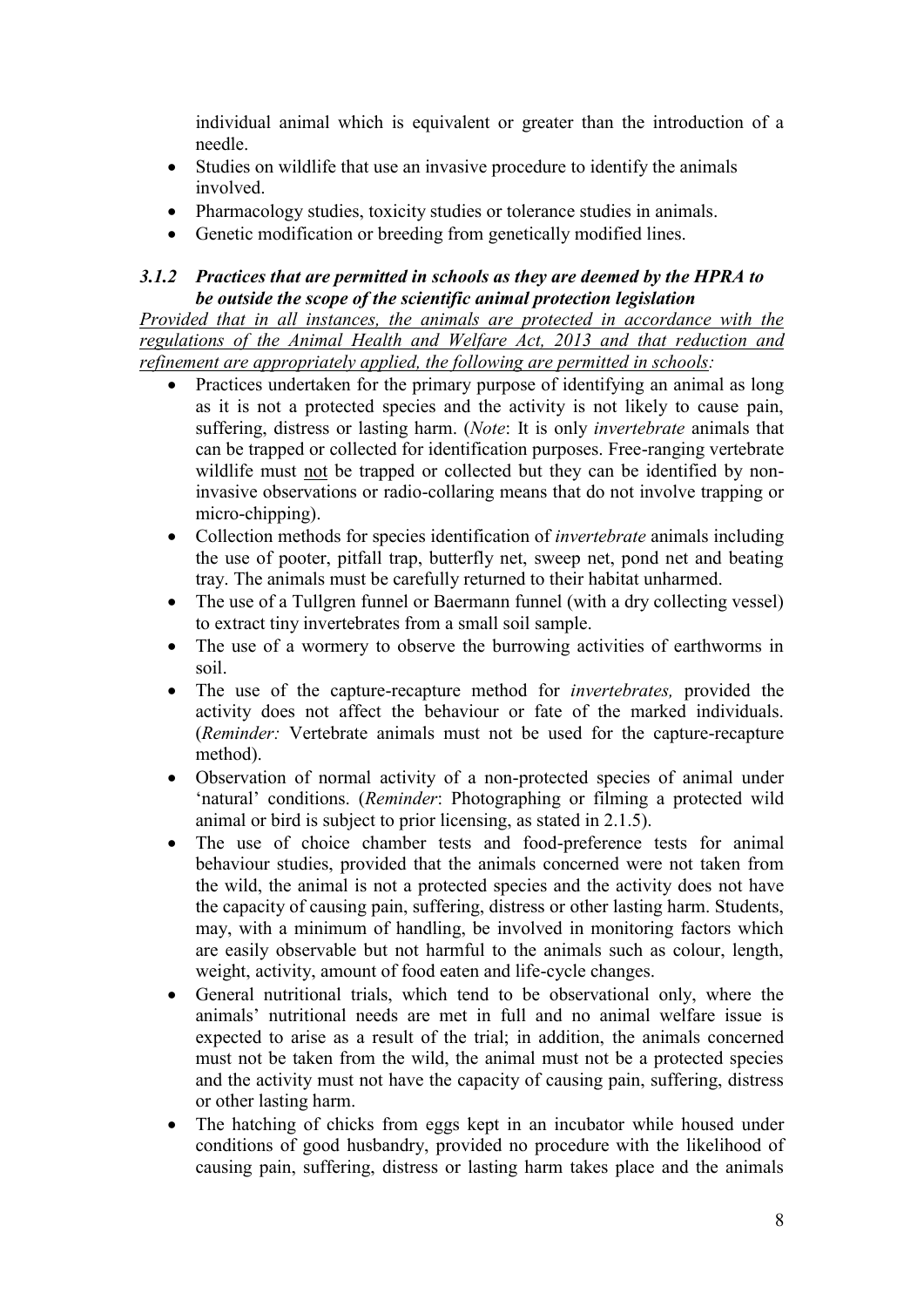individual animal which is equivalent or greater than the introduction of a needle.

- Studies on wildlife that use an invasive procedure to identify the animals involved.
- Pharmacology studies, toxicity studies or tolerance studies in animals.
- Genetic modification or breeding from genetically modified lines.

### *3.1.2 Practices that are permitted in schools as they are deemed by the HPRA to be outside the scope of the scientific animal protection legislation*

*Provided that in all instances, the animals are protected in accordance with the regulations of the Animal Health and Welfare Act, 2013 and that reduction and refinement are appropriately applied, the following are permitted in schools:*

- Practices undertaken for the primary purpose of identifying an animal as long as it is not a protected species and the activity is not likely to cause pain, suffering, distress or lasting harm. (*Note*: It is only *invertebrate* animals that can be trapped or collected for identification purposes. Free-ranging vertebrate wildlife must not be trapped or collected but they can be identified by non-invasive observations or radio-collaring means that do not involve trapping or micro-chipping).
- Collection methods for species identification of *invertebrate* animals including the use of pooter, pitfall trap, butterfly net, sweep net, pond net and beating tray. The animals must be carefully returned to their habitat unharmed.
- The use of a Tullgren funnel or Baermann funnel (with a dry collecting vessel) to extract tiny invertebrates from a small soil sample.
- The use of a wormery to observe the burrowing activities of earthworms in soil.
- The use of the capture-recapture method for *invertebrates,* provided the activity does not affect the behaviour or fate of the marked individuals. (*Reminder:* Vertebrate animals must not be used for the capture-recapture method).
- Observation of normal activity of a non-protected species of animal under 'natural' conditions. (*Reminder*: Photographing or filming a protected wild animal or bird is subject to prior licensing, as stated in 2.1.5).
- The use of choice chamber tests and food-preference tests for animal behaviour studies, provided that the animals concerned were not taken from the wild, the animal is not a protected species and the activity does not have the capacity of causing pain, suffering, distress or other lasting harm. Students, may, with a minimum of handling, be involved in monitoring factors which are easily observable but not harmful to the animals such as colour, length, weight, activity, amount of food eaten and life-cycle changes.
- General nutritional trials, which tend to be observational only, where the animals' nutritional needs are met in full and no animal welfare issue is expected to arise as a result of the trial; in addition, the animals concerned must not be taken from the wild, the animal must not be a protected species and the activity must not have the capacity of causing pain, suffering, distress or other lasting harm.
- The hatching of chicks from eggs kept in an incubator while housed under conditions of good husbandry, provided no procedure with the likelihood of causing pain, suffering, distress or lasting harm takes place and the animals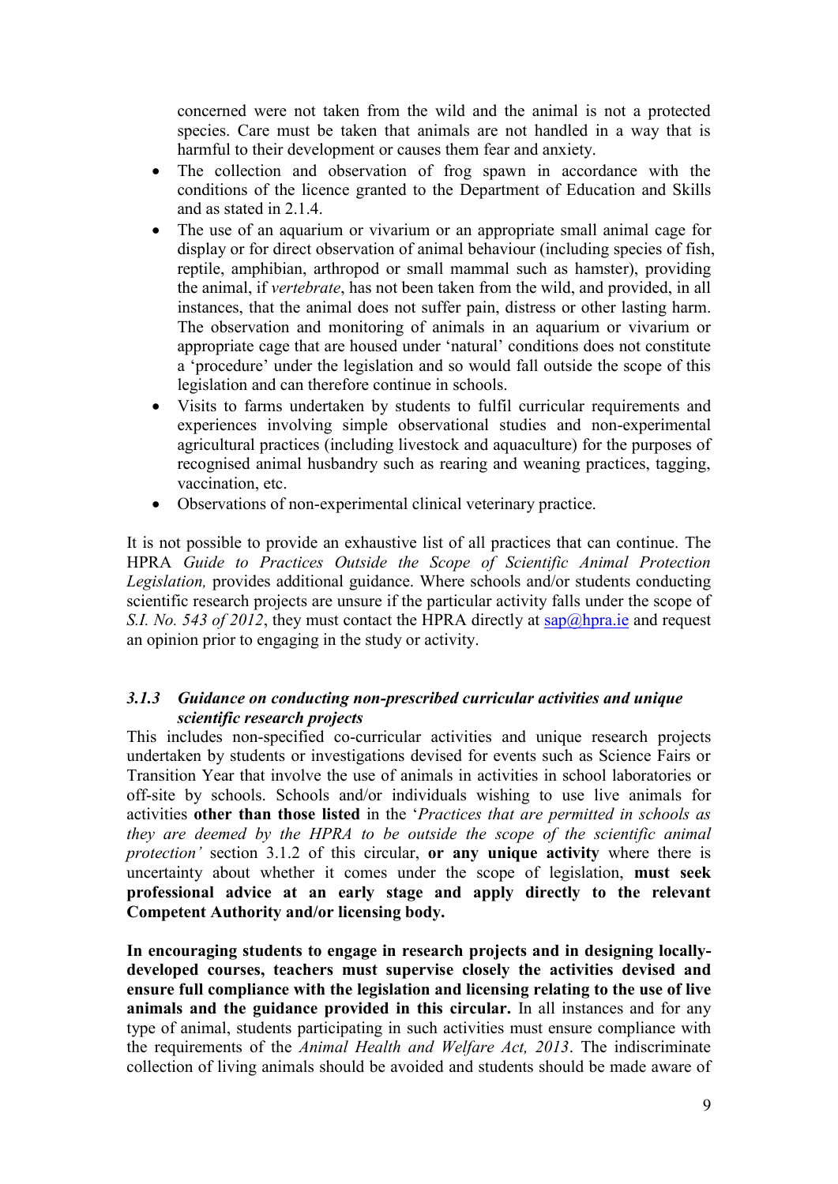concerned were not taken from the wild and the animal is not a protected species. Care must be taken that animals are not handled in a way that is harmful to their development or causes them fear and anxiety.

- The collection and observation of frog spawn in accordance with the conditions of the licence granted to the Department of Education and Skills and as stated in 2.1.4.
- The use of an aquarium or vivarium or an appropriate small animal cage for display or for direct observation of animal behaviour (including species of fish, reptile, amphibian, arthropod or small mammal such as hamster), providing the animal, if *vertebrate*, has not been taken from the wild, and provided, in all instances, that the animal does not suffer pain, distress or other lasting harm. The observation and monitoring of animals in an aquarium or vivarium or appropriate cage that are housed under 'natural' conditions does not constitute a 'procedure' under the legislation and so would fall outside the scope of this legislation and can therefore continue in schools.
- Visits to farms undertaken by students to fulfil curricular requirements and experiences involving simple observational studies and non-experimental agricultural practices (including livestock and aquaculture) for the purposes of recognised animal husbandry such as rearing and weaning practices, tagging, vaccination, etc.
- Observations of non-experimental clinical veterinary practice.

It is not possible to provide an exhaustive list of all practices that can continue. The HPRA *Guide to Practices Outside the Scope of Scientific Animal Protection Legislation,* provides additional guidance. Where schools and/or students conducting scientific research projects are unsure if the particular activity falls under the scope of *S.I. No. 543 of 2012*, they must contact the HPRA directly at sap@hpra.ie and request an opinion prior to engaging in the study or activity.

### *3.1.3 Guidance on conducting non-prescribed curricular activities and unique scientific research projects*

This includes non-specified co-curricular activities and unique research projects undertaken by students or investigations devised for events such as Science Fairs or Transition Year that involve the use of animals in activities in school laboratories or off-site by schools. Schools and/or individuals wishing to use live animals for activities **other than those listed** in the '*Practices that are permitted in schools as they are deemed by the HPRA to be outside the scope of the scientific animal protection'* section 3.1.2 of this circular, **or any unique activity** where there is uncertainty about whether it comes under the scope of legislation, **must seek professional advice at an early stage and apply directly to the relevant Competent Authority and/or licensing body.**

**In encouraging students to engage in research projects and in designing locally-developed courses, teachers must supervise closely the activities devised and ensure full compliance with the legislation and licensing relating to the use of live animals and the guidance provided in this circular.** In all instances and for any type of animal, students participating in such activities must ensure compliance with the requirements of the *Animal Health and Welfare Act, 2013*. The indiscriminate collection of living animals should be avoided and students should be made aware of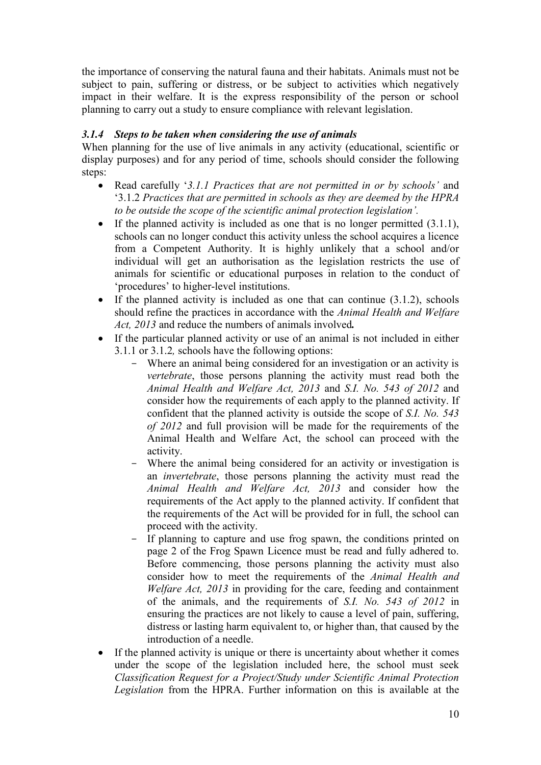the importance of conserving the natural fauna and their habitats. Animals must not be subject to pain, suffering or distress, or be subject to activities which negatively impact in their welfare. It is the express responsibility of the person or school planning to carry out a study to ensure compliance with relevant legislation.

### *3.1.4 Steps to be taken when considering the use of animals*

When planning for the use of live animals in any activity (educational, scientific or display purposes) and for any period of time, schools should consider the following steps:

- Read carefully '*3.1.1 Practices that are not permitted in or by schools'* and '3.1.2 *Practices that are permitted in schools as they are deemed by the HPRA to be outside the scope of the scientific animal protection legislation'.*
- If the planned activity is included as one that is no longer permitted (3.1.1), schools can no longer conduct this activity unless the school acquires a licence from a Competent Authority. It is highly unlikely that a school and/or individual will get an authorisation as the legislation restricts the use of animals for scientific or educational purposes in relation to the conduct of 'procedures' to higher-level institutions.
- If the planned activity is included as one that can continue (3.1.2), schools should refine the practices in accordance with the *Animal Health and Welfare Act, 2013* and reduce the numbers of animals involved**.**
- If the particular planned activity or use of an animal is not included in either 3.1.1 or 3.1.2*,* schools have the following options:
  - Where an animal being considered for an investigation or an activity is *vertebrate*, those persons planning the activity must read both the *Animal Health and Welfare Act, 2013* and *S.I. No. 543 of 2012* and consider how the requirements of each apply to the planned activity. If confident that the planned activity is outside the scope of *S.I. No. 543 of 2012* and full provision will be made for the requirements of the Animal Health and Welfare Act, the school can proceed with the activity.
  - Where the animal being considered for an activity or investigation is an *invertebrate*, those persons planning the activity must read the *Animal Health and Welfare Act, 2013* and consider how the requirements of the Act apply to the planned activity. If confident that the requirements of the Act will be provided for in full, the school can proceed with the activity.
  - If planning to capture and use frog spawn, the conditions printed on page 2 of the Frog Spawn Licence must be read and fully adhered to. Before commencing, those persons planning the activity must also consider how to meet the requirements of the *Animal Health and Welfare Act, 2013* in providing for the care, feeding and containment of the animals, and the requirements of *S.I. No. 543 of 2012* in ensuring the practices are not likely to cause a level of pain, suffering, distress or lasting harm equivalent to, or higher than, that caused by the introduction of a needle.
- If the planned activity is unique or there is uncertainty about whether it comes under the scope of the legislation included here, the school must seek *Classification Request for a Project/Study under Scientific Animal Protection Legislation* from the HPRA. Further information on this is available at the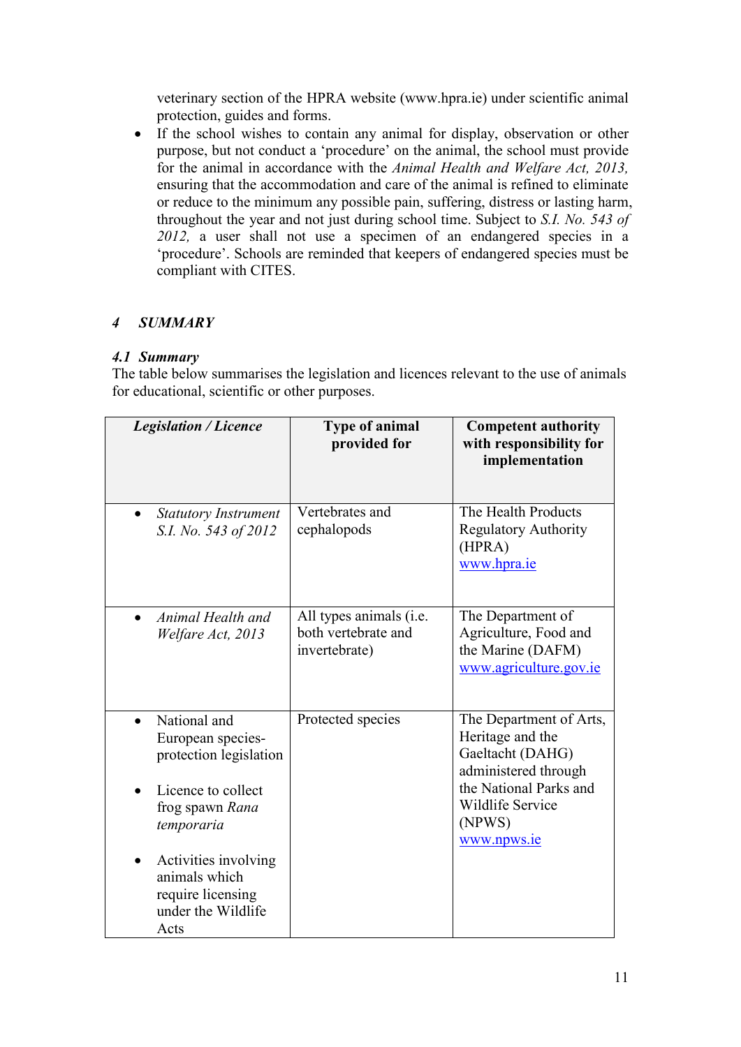veterinary section of the HPRA website (www.hpra.ie) under scientific animal protection, guides and forms.

- If the school wishes to contain any animal for display, observation or other purpose, but not conduct a 'procedure' on the animal, the school must provide for the animal in accordance with the *Animal Health and Welfare Act, 2013,* ensuring that the accommodation and care of the animal is refined to eliminate or reduce to the minimum any possible pain, suffering, distress or lasting harm, throughout the year and not just during school time. Subject to *S.I. No. 543 of 2012,* a user shall not use a specimen of an endangered species in a 'procedure'. Schools are reminded that keepers of endangered species must be compliant with CITES.

## *4 SUMMARY*

### *4.1 Summary*

The table below summarises the legislation and licences relevant to the use of animals for educational, scientific or other purposes.

| ***Legislation / Licence*** | **Type of animal provided for** | **Competent authority with responsibility for implementation** |
|---|---|---|
| • *Statutory Instrument S.I. No. 543 of 2012* | Vertebrates and cephalopods | The Health Products Regulatory Authority (HPRA) www.hpra.ie |
| • *Animal Health and Welfare Act, 2013* | All types animals (i.e. both vertebrate and invertebrate) | The Department of Agriculture, Food and the Marine (DAFM) www.agriculture.gov.ie |
| • National and European species-protection legislation<br>• Licence to collect frog spawn *Rana temporaria*<br>• Activities involving animals which require licensing under the Wildlife Acts | Protected species | The Department of Arts, Heritage and the Gaeltacht (DAHG) administered through the National Parks and Wildlife Service (NPWS) www.npws.ie |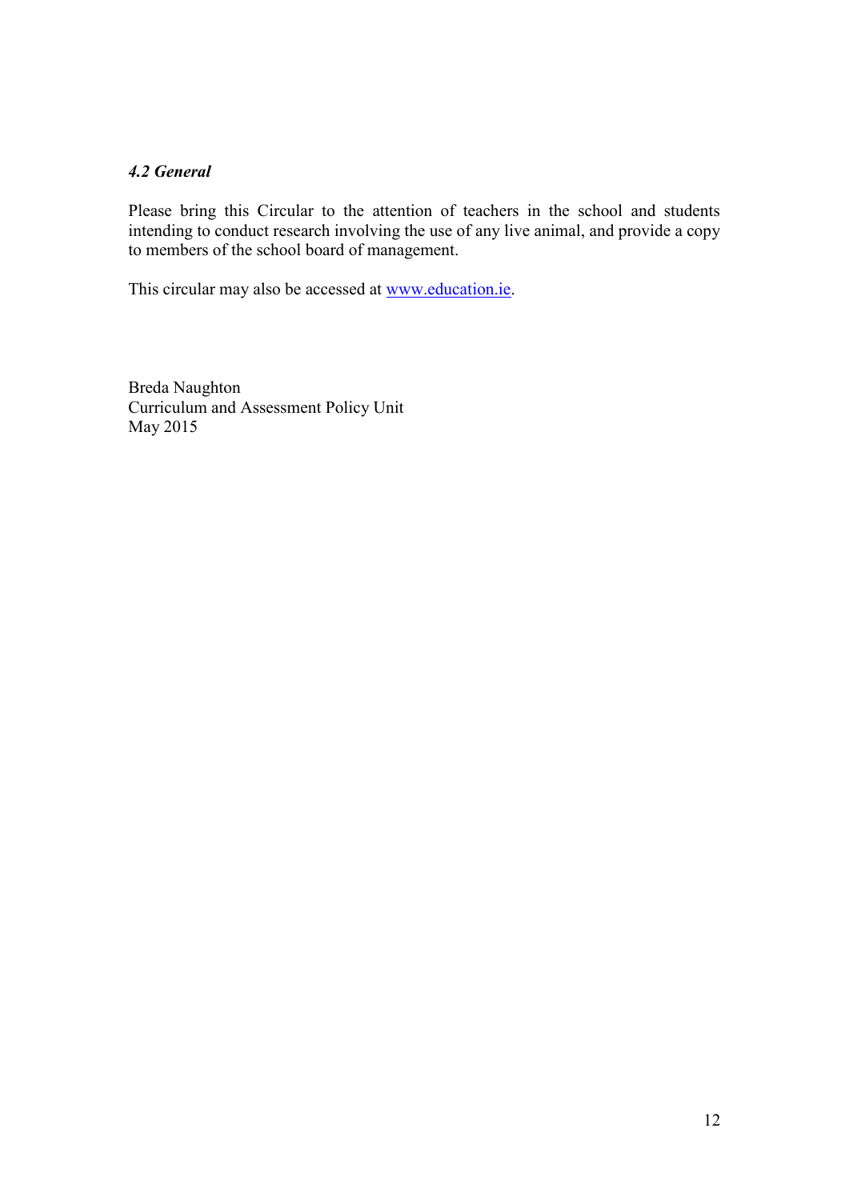### *4.2 General*

Please bring this Circular to the attention of teachers in the school and students intending to conduct research involving the use of any live animal, and provide a copy to members of the school board of management.

This circular may also be accessed at [www.education.ie](www.education.ie).

Breda Naughton
Curriculum and Assessment Policy Unit
May 2015